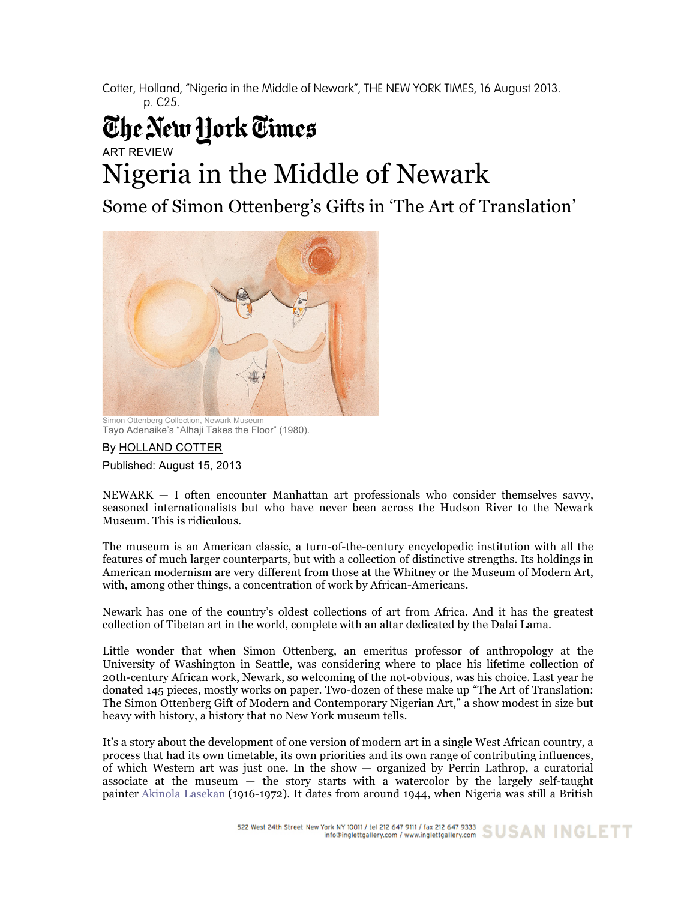Cotter, Holland, "Nigeria in the Middle of Newark", THE NEW YORK TIMES, 16 August 2013. p. C25.

The New York Times

ART REVIEW

# Nigeria in the Middle of Newark

## Some of Simon Ottenberg's Gifts in 'The Art of Translation'

Simon Ottenberg Collection, Newark Museum
Tayo Adenaike's "Alhaji Takes the Floor" (1980).

By HOLLAND COTTER

Published: August 15, 2013

NEWARK — I often encounter Manhattan art professionals who consider themselves savvy, seasoned internationalists but who have never been across the Hudson River to the Newark Museum. This is ridiculous.

The museum is an American classic, a turn-of-the-century encyclopedic institution with all the features of much larger counterparts, but with a collection of distinctive strengths. Its holdings in American modernism are very different from those at the Whitney or the Museum of Modern Art, with, among other things, a concentration of work by African-Americans.

Newark has one of the country's oldest collections of art from Africa. And it has the greatest collection of Tibetan art in the world, complete with an altar dedicated by the Dalai Lama.

Little wonder that when Simon Ottenberg, an emeritus professor of anthropology at the University of Washington in Seattle, was considering where to place his lifetime collection of 20th-century African work, Newark, so welcoming of the not-obvious, was his choice. Last year he donated 145 pieces, mostly works on paper. Two-dozen of these make up "The Art of Translation: The Simon Ottenberg Gift of Modern and Contemporary Nigerian Art," a show modest in size but heavy with history, a history that no New York museum tells.

It's a story about the development of one version of modern art in a single West African country, a process that had its own timetable, its own priorities and its own range of contributing influences, of which Western art was just one. In the show — organized by Perrin Lathrop, a curatorial associate at the museum — the story starts with a watercolor by the largely self-taught painter Akinola Lasekan (1916-1972). It dates from around 1944, when Nigeria was still a British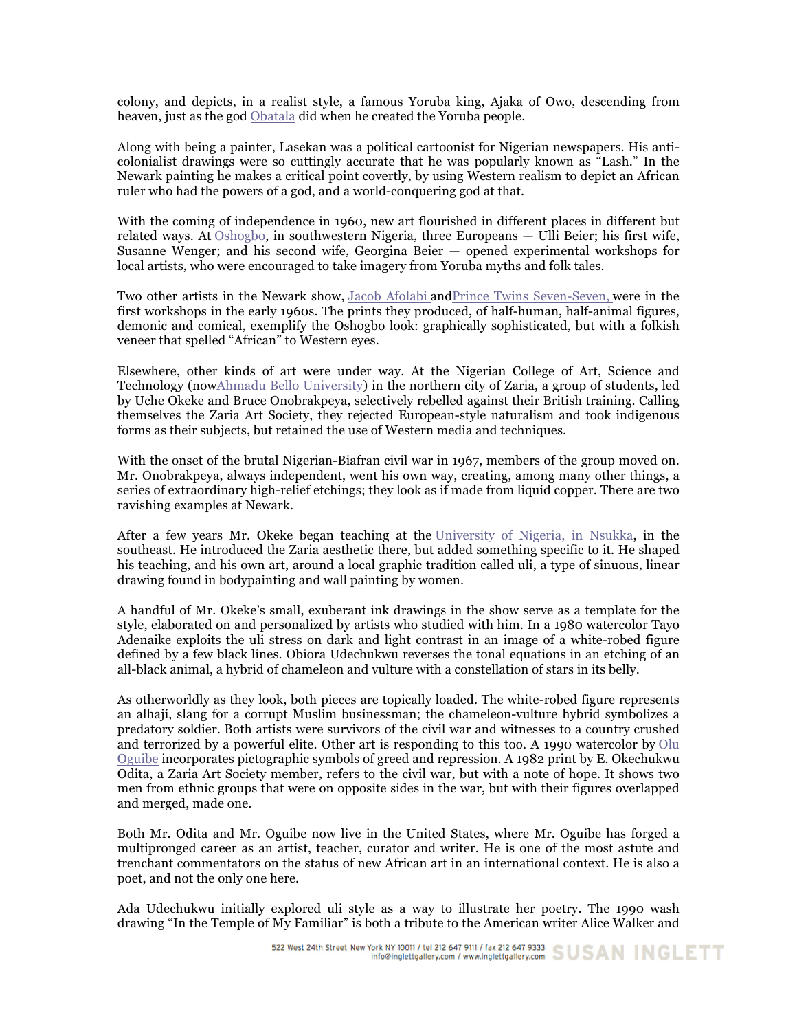colony, and depicts, in a realist style, a famous Yoruba king, Ajaka of Owo, descending from heaven, just as the god Obatala did when he created the Yoruba people.

Along with being a painter, Lasekan was a political cartoonist for Nigerian newspapers. His anti-colonialist drawings were so cuttingly accurate that he was popularly known as "Lash." In the Newark painting he makes a critical point covertly, by using Western realism to depict an African ruler who had the powers of a god, and a world-conquering god at that.

With the coming of independence in 1960, new art flourished in different places in different but related ways. At Oshogbo, in southwestern Nigeria, three Europeans — Ulli Beier; his first wife, Susanne Wenger; and his second wife, Georgina Beier — opened experimental workshops for local artists, who were encouraged to take imagery from Yoruba myths and folk tales.

Two other artists in the Newark show, Jacob Afolabi andPrince Twins Seven-Seven, were in the first workshops in the early 1960s. The prints they produced, of half-human, half-animal figures, demonic and comical, exemplify the Oshogbo look: graphically sophisticated, but with a folkish veneer that spelled "African" to Western eyes.

Elsewhere, other kinds of art were under way. At the Nigerian College of Art, Science and Technology (nowAhmadu Bello University) in the northern city of Zaria, a group of students, led by Uche Okeke and Bruce Onobrakpeya, selectively rebelled against their British training. Calling themselves the Zaria Art Society, they rejected European-style naturalism and took indigenous forms as their subjects, but retained the use of Western media and techniques.

With the onset of the brutal Nigerian-Biafran civil war in 1967, members of the group moved on. Mr. Onobrakpeya, always independent, went his own way, creating, among many other things, a series of extraordinary high-relief etchings; they look as if made from liquid copper. There are two ravishing examples at Newark.

After a few years Mr. Okeke began teaching at the University of Nigeria, in Nsukka, in the southeast. He introduced the Zaria aesthetic there, but added something specific to it. He shaped his teaching, and his own art, around a local graphic tradition called uli, a type of sinuous, linear drawing found in bodypainting and wall painting by women.

A handful of Mr. Okeke's small, exuberant ink drawings in the show serve as a template for the style, elaborated on and personalized by artists who studied with him. In a 1980 watercolor Tayo Adenaike exploits the uli stress on dark and light contrast in an image of a white-robed figure defined by a few black lines. Obiora Udechukwu reverses the tonal equations in an etching of an all-black animal, a hybrid of chameleon and vulture with a constellation of stars in its belly.

As otherworldly as they look, both pieces are topically loaded. The white-robed figure represents an alhaji, slang for a corrupt Muslim businessman; the chameleon-vulture hybrid symbolizes a predatory soldier. Both artists were survivors of the civil war and witnesses to a country crushed and terrorized by a powerful elite. Other art is responding to this too. A 1990 watercolor by Olu Oguibe incorporates pictographic symbols of greed and repression. A 1982 print by E. Okechukwu Odita, a Zaria Art Society member, refers to the civil war, but with a note of hope. It shows two men from ethnic groups that were on opposite sides in the war, but with their figures overlapped and merged, made one.

Both Mr. Odita and Mr. Oguibe now live in the United States, where Mr. Oguibe has forged a multipronged career as an artist, teacher, curator and writer. He is one of the most astute and trenchant commentators on the status of new African art in an international context. He is also a poet, and not the only one here.

Ada Udechukwu initially explored uli style as a way to illustrate her poetry. The 1990 wash drawing "In the Temple of My Familiar" is both a tribute to the American writer Alice Walker and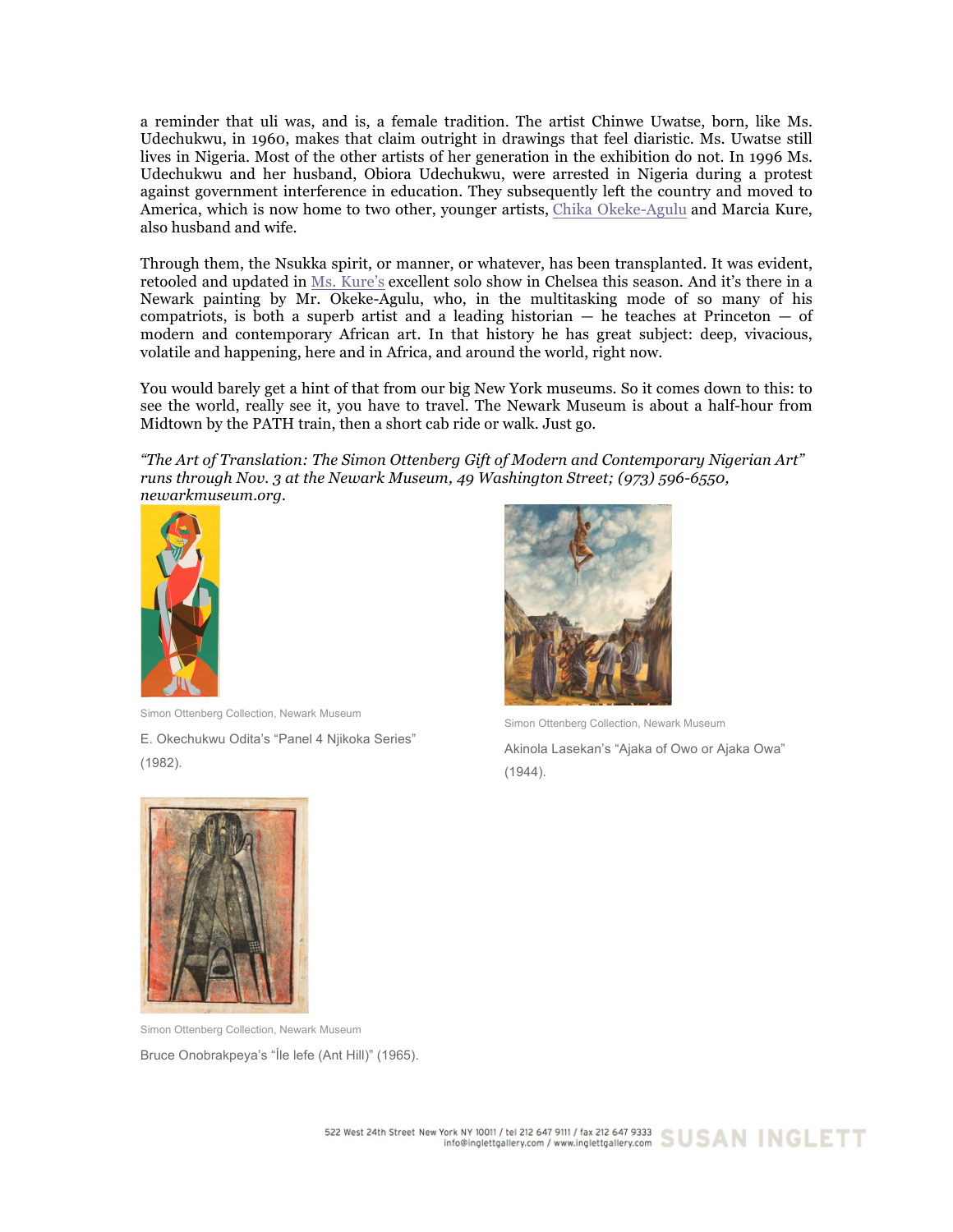a reminder that uli was, and is, a female tradition. The artist Chinwe Uwatse, born, like Ms. Udechukwu, in 1960, makes that claim outright in drawings that feel diaristic. Ms. Uwatse still lives in Nigeria. Most of the other artists of her generation in the exhibition do not. In 1996 Ms. Udechukwu and her husband, Obiora Udechukwu, were arrested in Nigeria during a protest against government interference in education. They subsequently left the country and moved to America, which is now home to two other, younger artists, Chika Okeke-Agulu and Marcia Kure, also husband and wife.

Through them, the Nsukka spirit, or manner, or whatever, has been transplanted. It was evident, retooled and updated in Ms. Kure's excellent solo show in Chelsea this season. And it's there in a Newark painting by Mr. Okeke-Agulu, who, in the multitasking mode of so many of his compatriots, is both a superb artist and a leading historian — he teaches at Princeton — of modern and contemporary African art. In that history he has great subject: deep, vivacious, volatile and happening, here and in Africa, and around the world, right now.

You would barely get a hint of that from our big New York museums. So it comes down to this: to see the world, really see it, you have to travel. The Newark Museum is about a half-hour from Midtown by the PATH train, then a short cab ride or walk. Just go.

*"The Art of Translation: The Simon Ottenberg Gift of Modern and Contemporary Nigerian Art" runs through Nov. 3 at the Newark Museum, 49 Washington Street; (973) 596-6550, newarkmuseum.org.*

Simon Ottenberg Collection, Newark Museum

E. Okechukwu Odita's "Panel 4 Njikoka Series" (1982).

Simon Ottenberg Collection, Newark Museum

Akinola Lasekan's "Ajaka of Owo or Ajaka Owa" (1944).

Simon Ottenberg Collection, Newark Museum

Bruce Onobrakpeya's "Íle lefe (Ant Hill)" (1965).